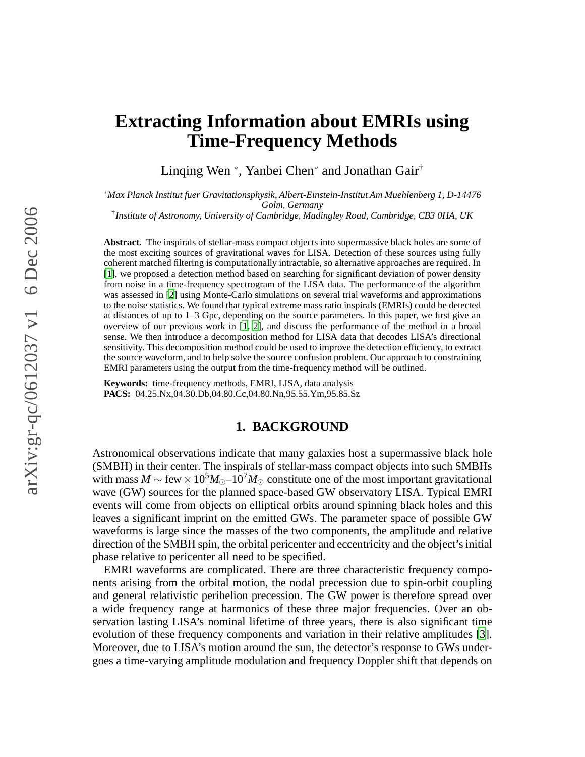# Extracting Information about EMRIs using Time-Frequency Methods

Linqing Wen [*], Yanbei Chen[*] and Jonathan Gair[†]

[*]*Max Planck Institut fuer Gravitationsphysik, Albert-Einstein-Institut Am Muehlenberg 1, D-14476 Golm, Germany*
[†]*Institute of Astronomy, University of Cambridge, Madingley Road, Cambridge, CB3 0HA, UK*

**Abstract.** The inspirals of stellar-mass compact objects into supermassive black holes are some of the most exciting sources of gravitational waves for LISA. Detection of these sources using fully coherent matched filtering is computationally intractable, so alternative approaches are required. In [1], we proposed a detection method based on searching for significant deviation of power density from noise in a time-frequency spectrogram of the LISA data. The performance of the algorithm was assessed in [2] using Monte-Carlo simulations on several trial waveforms and approximations to the noise statistics. We found that typical extreme mass ratio inspirals (EMRIs) could be detected at distances of up to 1–3 Gpc, depending on the source parameters. In this paper, we first give an overview of our previous work in [1, 2], and discuss the performance of the method in a broad sense. We then introduce a decomposition method for LISA data that decodes LISA's directional sensitivity. This decomposition method could be used to improve the detection efficiency, to extract the source waveform, and to help solve the source confusion problem. Our approach to constraining EMRI parameters using the output from the time-frequency method will be outlined.

**Keywords:** time-frequency methods, EMRI, LISA, data analysis
**PACS:** 04.25.Nx,04.30.Db,04.80.Cc,04.80.Nn,95.55.Ym,95.85.Sz

## 1. BACKGROUND

Astronomical observations indicate that many galaxies host a supermassive black hole (SMBH) in their center. The inspirals of stellar-mass compact objects into such SMBHs with mass $M \sim \text{few} \times 10^5 M_{\odot}$–$10^7 M_{\odot}$ constitute one of the most important gravitational wave (GW) sources for the planned space-based GW observatory LISA. Typical EMRI events will come from objects on elliptical orbits around spinning black holes and this leaves a significant imprint on the emitted GWs. The parameter space of possible GW waveforms is large since the masses of the two components, the amplitude and relative direction of the SMBH spin, the orbital pericenter and eccentricity and the object's initial phase relative to pericenter all need to be specified.

EMRI waveforms are complicated. There are three characteristic frequency components arising from the orbital motion, the nodal precession due to spin-orbit coupling and general relativistic perihelion precession. The GW power is therefore spread over a wide frequency range at harmonics of these three major frequencies. Over an observation lasting LISA's nominal lifetime of three years, there is also significant time evolution of these frequency components and variation in their relative amplitudes [3]. Moreover, due to LISA's motion around the sun, the detector's response to GWs undergoes a time-varying amplitude modulation and frequency Doppler shift that depends on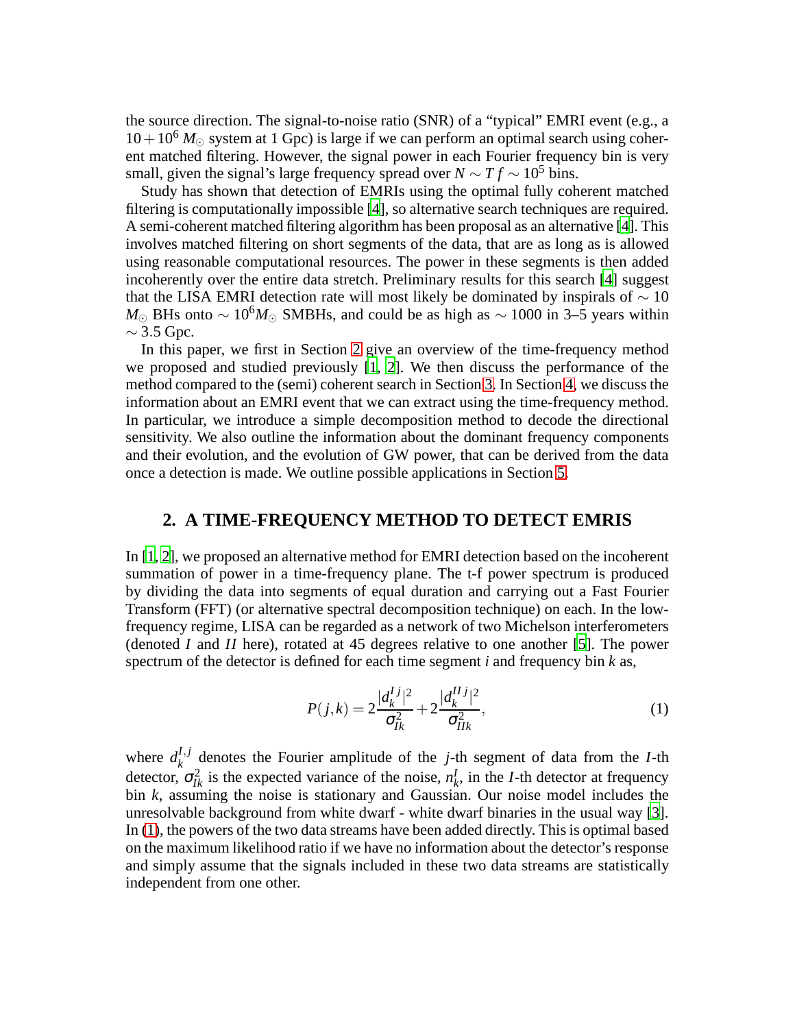the source direction. The signal-to-noise ratio (SNR) of a "typical" EMRI event (e.g., a $10+10^6\,M_\odot$ system at 1 Gpc) is large if we can perform an optimal search using coherent matched filtering. However, the signal power in each Fourier frequency bin is very small, given the signal's large frequency spread over $N \sim Tf \sim 10^5$ bins.

Study has shown that detection of EMRIs using the optimal fully coherent matched filtering is computationally impossible [4], so alternative search techniques are required. A semi-coherent matched filtering algorithm has been proposal as an alternative [4]. This involves matched filtering on short segments of the data, that are as long as is allowed using reasonable computational resources. The power in these segments is then added incoherently over the entire data stretch. Preliminary results for this search [4] suggest that the LISA EMRI detection rate will most likely be dominated by inspirals of $\sim 10$ $M_\odot$ BHs onto $\sim 10^6 M_\odot$ SMBHs, and could be as high as $\sim 1000$ in 3–5 years within $\sim 3.5$ Gpc.

In this paper, we first in Section 2 give an overview of the time-frequency method we proposed and studied previously [1, 2]. We then discuss the performance of the method compared to the (semi) coherent search in Section 3. In Section 4, we discuss the information about an EMRI event that we can extract using the time-frequency method. In particular, we introduce a simple decomposition method to decode the directional sensitivity. We also outline the information about the dominant frequency components and their evolution, and the evolution of GW power, that can be derived from the data once a detection is made. We outline possible applications in Section 5.

## 2. A TIME-FREQUENCY METHOD TO DETECT EMRIS

In [1, 2], we proposed an alternative method for EMRI detection based on the incoherent summation of power in a time-frequency plane. The t-f power spectrum is produced by dividing the data into segments of equal duration and carrying out a Fast Fourier Transform (FFT) (or alternative spectral decomposition technique) on each. In the low-frequency regime, LISA can be regarded as a network of two Michelson interferometers (denoted $I$ and $II$ here), rotated at 45 degrees relative to one another [5]. The power spectrum of the detector is defined for each time segment $i$ and frequency bin $k$ as,

$$P(j,k) = 2\frac{|d_k^{I\,j}|^2}{\sigma_{Ik}^2} + 2\frac{|d_k^{II\,j}|^2}{\sigma_{IIk}^2}, \tag{1}$$

where $d_k^{I,j}$ denotes the Fourier amplitude of the $j$-th segment of data from the $I$-th detector, $\sigma_{Ik}^2$ is the expected variance of the noise, $n_k^I$, in the $I$-th detector at frequency bin $k$, assuming the noise is stationary and Gaussian. Our noise model includes the unresolvable background from white dwarf - white dwarf binaries in the usual way [3]. In (1), the powers of the two data streams have been added directly. This is optimal based on the maximum likelihood ratio if we have no information about the detector's response and simply assume that the signals included in these two data streams are statistically independent from one other.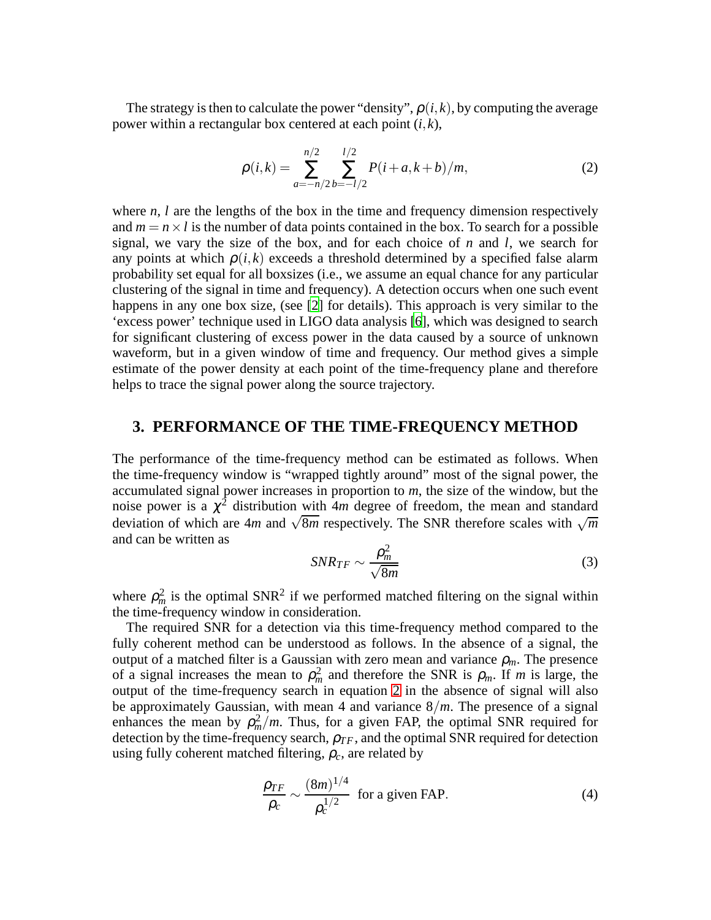The strategy is then to calculate the power "density", $\rho(i,k)$, by computing the average power within a rectangular box centered at each point $(i,k)$,

$$\rho(i,k) = \sum_{a=-n/2}^{n/2} \sum_{b=-l/2}^{l/2} P(i+a, k+b)/m, \tag{2}$$

where $n$, $l$ are the lengths of the box in the time and frequency dimension respectively and $m = n \times l$ is the number of data points contained in the box. To search for a possible signal, we vary the size of the box, and for each choice of $n$ and $l$, we search for any points at which $\rho(i,k)$ exceeds a threshold determined by a specified false alarm probability set equal for all boxsizes (i.e., we assume an equal chance for any particular clustering of the signal in time and frequency). A detection occurs when one such event happens in any one box size, (see [2] for details). This approach is very similar to the 'excess power' technique used in LIGO data analysis [6], which was designed to search for significant clustering of excess power in the data caused by a source of unknown waveform, but in a given window of time and frequency. Our method gives a simple estimate of the power density at each point of the time-frequency plane and therefore helps to trace the signal power along the source trajectory.

## 3. PERFORMANCE OF THE TIME-FREQUENCY METHOD

The performance of the time-frequency method can be estimated as follows. When the time-frequency window is "wrapped tightly around" most of the signal power, the accumulated signal power increases in proportion to $m$, the size of the window, but the noise power is a $\chi^2$ distribution with $4m$ degree of freedom, the mean and standard deviation of which are $4m$ and $\sqrt{8m}$ respectively. The SNR therefore scales with $\sqrt{m}$ and can be written as

$$SNR_{TF} \sim \frac{\rho_m^2}{\sqrt{8m}} \tag{3}$$

where $\rho_m^2$ is the optimal SNR$^2$ if we performed matched filtering on the signal within the time-frequency window in consideration.

The required SNR for a detection via this time-frequency method compared to the fully coherent method can be understood as follows. In the absence of a signal, the output of a matched filter is a Gaussian with zero mean and variance $\rho_m$. The presence of a signal increases the mean to $\rho_m^2$ and therefore the SNR is $\rho_m$. If $m$ is large, the output of the time-frequency search in equation 2 in the absence of signal will also be approximately Gaussian, with mean 4 and variance $8/m$. The presence of a signal enhances the mean by $\rho_m^2/m$. Thus, for a given FAP, the optimal SNR required for detection by the time-frequency search, $\rho_{TF}$, and the optimal SNR required for detection using fully coherent matched filtering, $\rho_c$, are related by

$$\frac{\rho_{TF}}{\rho_c} \sim \frac{(8m)^{1/4}}{\rho_c^{1/2}} \quad \text{for a given FAP.} \tag{4}$$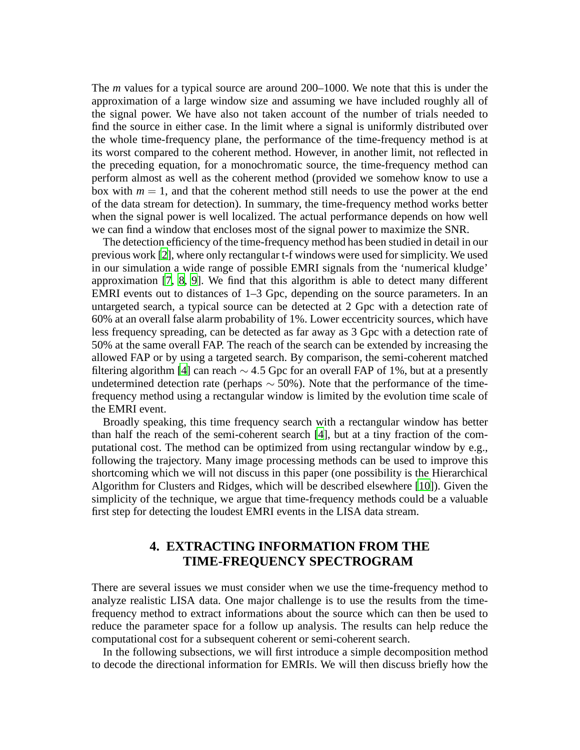The $m$ values for a typical source are around 200–1000. We note that this is under the approximation of a large window size and assuming we have included roughly all of the signal power. We have also not taken account of the number of trials needed to find the source in either case. In the limit where a signal is uniformly distributed over the whole time-frequency plane, the performance of the time-frequency method is at its worst compared to the coherent method. However, in another limit, not reflected in the preceding equation, for a monochromatic source, the time-frequency method can perform almost as well as the coherent method (provided we somehow know to use a box with $m = 1$, and that the coherent method still needs to use the power at the end of the data stream for detection). In summary, the time-frequency method works better when the signal power is well localized. The actual performance depends on how well we can find a window that encloses most of the signal power to maximize the SNR.

The detection efficiency of the time-frequency method has been studied in detail in our previous work [2], where only rectangular t-f windows were used for simplicity. We used in our simulation a wide range of possible EMRI signals from the 'numerical kludge' approximation [7, 8, 9]. We find that this algorithm is able to detect many different EMRI events out to distances of 1–3 Gpc, depending on the source parameters. In an untargeted search, a typical source can be detected at 2 Gpc with a detection rate of 60% at an overall false alarm probability of 1%. Lower eccentricity sources, which have less frequency spreading, can be detected as far away as 3 Gpc with a detection rate of 50% at the same overall FAP. The reach of the search can be extended by increasing the allowed FAP or by using a targeted search. By comparison, the semi-coherent matched filtering algorithm [4] can reach $\sim 4.5$ Gpc for an overall FAP of 1%, but at a presently undetermined detection rate (perhaps $\sim 50\%$). Note that the performance of the time-frequency method using a rectangular window is limited by the evolution time scale of the EMRI event.

Broadly speaking, this time frequency search with a rectangular window has better than half the reach of the semi-coherent search [4], but at a tiny fraction of the computational cost. The method can be optimized from using rectangular window by e.g., following the trajectory. Many image processing methods can be used to improve this shortcoming which we will not discuss in this paper (one possibility is the Hierarchical Algorithm for Clusters and Ridges, which will be described elsewhere [10]). Given the simplicity of the technique, we argue that time-frequency methods could be a valuable first step for detecting the loudest EMRI events in the LISA data stream.

## 4. EXTRACTING INFORMATION FROM THE TIME-FREQUENCY SPECTROGRAM

There are several issues we must consider when we use the time-frequency method to analyze realistic LISA data. One major challenge is to use the results from the time-frequency method to extract informations about the source which can then be used to reduce the parameter space for a follow up analysis. The results can help reduce the computational cost for a subsequent coherent or semi-coherent search.

In the following subsections, we will first introduce a simple decomposition method to decode the directional information for EMRIs. We will then discuss briefly how the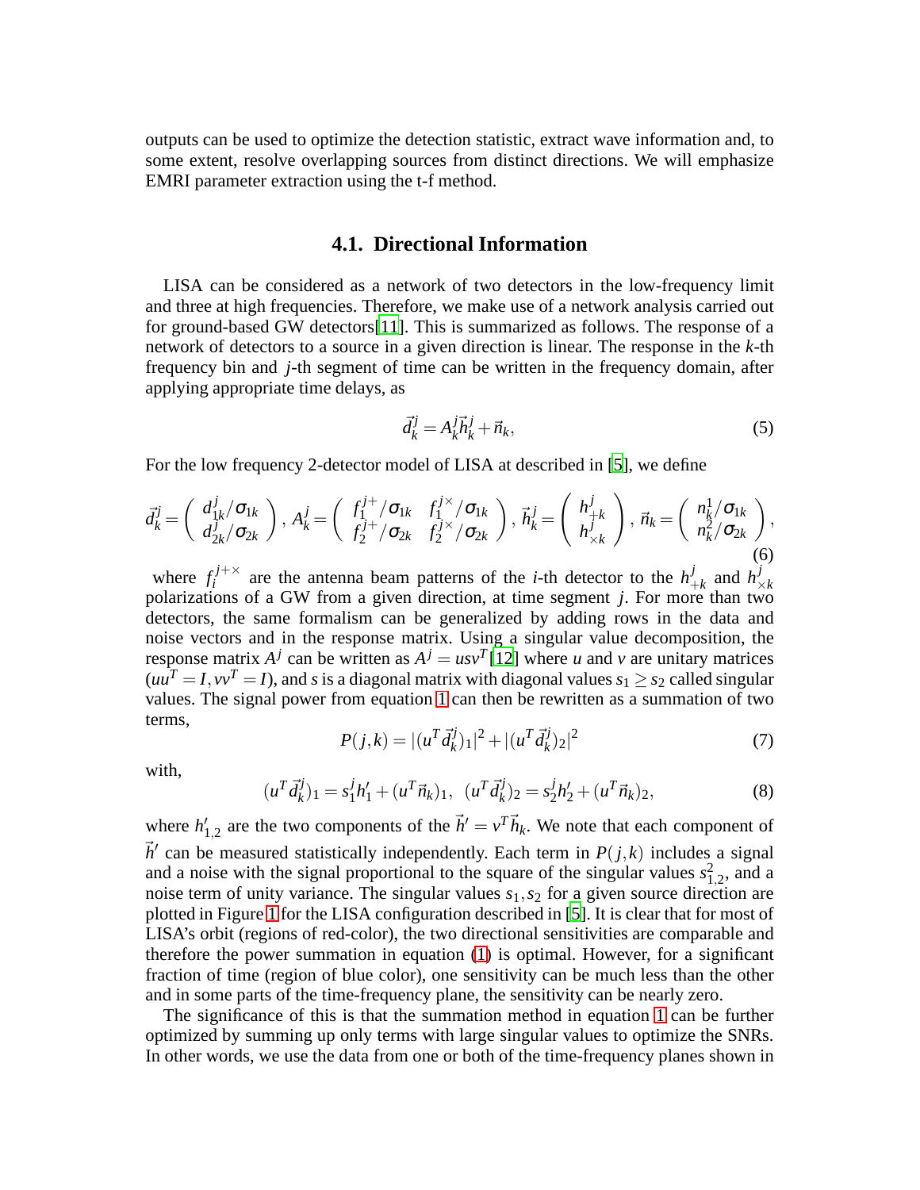outputs can be used to optimize the detection statistic, extract wave information and, to some extent, resolve overlapping sources from distinct directions. We will emphasize EMRI parameter extraction using the t-f method.

### 4.1. Directional Information

LISA can be considered as a network of two detectors in the low-frequency limit and three at high frequencies. Therefore, we make use of a network analysis carried out for ground-based GW detectors[11]. This is summarized as follows. The response of a network of detectors to a source in a given direction is linear. The response in the $k$-th frequency bin and $j$-th segment of time can be written in the frequency domain, after applying appropriate time delays, as

$$\vec{d}_k^j = A_k^j \vec{h}_k^j + \vec{n}_k, \tag{5}$$

For the low frequency 2-detector model of LISA at described in [5], we define

$$\vec{d}_k^j = \begin{pmatrix} d_{1k}^j/\sigma_{1k} \\ d_{2k}^j/\sigma_{2k} \end{pmatrix},\ A_k^j = \begin{pmatrix} f_1^{j+}/\sigma_{1k} & f_1^{j\times}/\sigma_{1k} \\ f_2^{j+}/\sigma_{2k} & f_2^{j\times}/\sigma_{2k} \end{pmatrix},\ \vec{h}_k^j = \begin{pmatrix} h_{+k}^j \\ h_{\times k}^j \end{pmatrix},\ \vec{n}_k = \begin{pmatrix} n_k^1/\sigma_{1k} \\ n_k^2/\sigma_{2k} \end{pmatrix}, \tag{6}$$

where $f_i^{j+\times}$ are the antenna beam patterns of the $i$-th detector to the $h_{+k}^j$ and $h_{\times k}^j$ polarizations of a GW from a given direction, at time segment $j$. For more than two detectors, the same formalism can be generalized by adding rows in the data and noise vectors and in the response matrix. Using a singular value decomposition, the response matrix $A^j$ can be written as $A^j = usv^T$[12] where $u$ and $v$ are unitary matrices ($uu^T = I, vv^T = I$), and $s$ is a diagonal matrix with diagonal values $s_1 \geq s_2$ called singular values. The signal power from equation 1 can then be rewritten as a summation of two terms,

$$P(j,k) = |(u^T \vec{d}_k^j)_1|^2 + |(u^T \vec{d}_k^j)_2|^2 \tag{7}$$

with,

$$(u^T \vec{d}_k^j)_1 = s_1^j h'_1 + (u^T \vec{n}_k)_1,\ \ (u^T \vec{d}_k^j)_2 = s_2^j h'_2 + (u^T \vec{n}_k)_2, \tag{8}$$

where $h'_{1,2}$ are the two components of the $\vec{h}' = v^T \vec{h}_k$. We note that each component of $\vec{h}'$ can be measured statistically independently. Each term in $P(j,k)$ includes a signal and a noise with the signal proportional to the square of the singular values $s_{1,2}^2$, and a noise term of unity variance. The singular values $s_1, s_2$ for a given source direction are plotted in Figure 1 for the LISA configuration described in [5]. It is clear that for most of LISA's orbit (regions of red-color), the two directional sensitivities are comparable and therefore the power summation in equation (1) is optimal. However, for a significant fraction of time (region of blue color), one sensitivity can be much less than the other and in some parts of the time-frequency plane, the sensitivity can be nearly zero.

The significance of this is that the summation method in equation 1 can be further optimized by summing up only terms with large singular values to optimize the SNRs. In other words, we use the data from one or both of the time-frequency planes shown in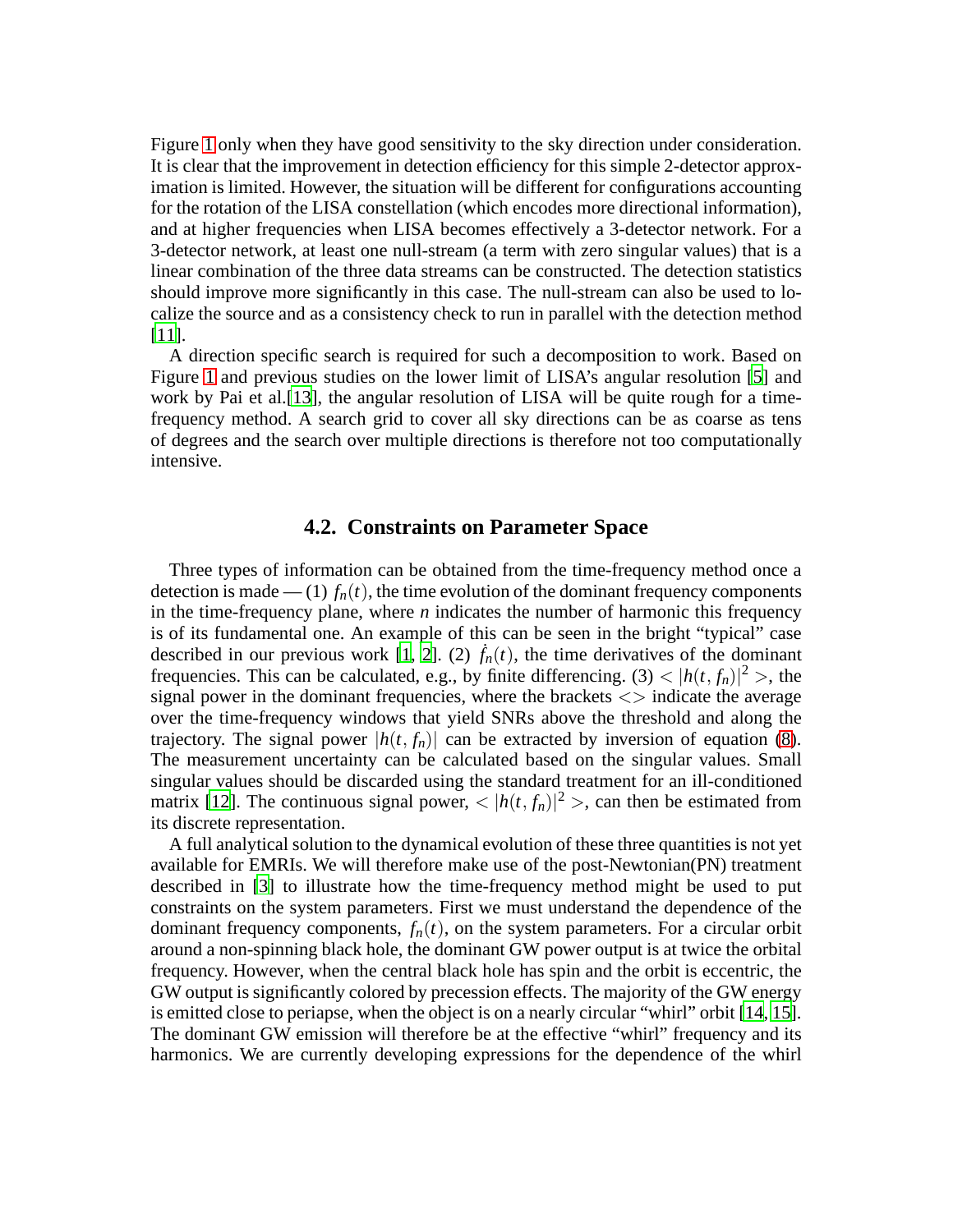Figure 1 only when they have good sensitivity to the sky direction under consideration. It is clear that the improvement in detection efficiency for this simple 2-detector approximation is limited. However, the situation will be different for configurations accounting for the rotation of the LISA constellation (which encodes more directional information), and at higher frequencies when LISA becomes effectively a 3-detector network. For a 3-detector network, at least one null-stream (a term with zero singular values) that is a linear combination of the three data streams can be constructed. The detection statistics should improve more significantly in this case. The null-stream can also be used to localize the source and as a consistency check to run in parallel with the detection method [11].

A direction specific search is required for such a decomposition to work. Based on Figure 1 and previous studies on the lower limit of LISA's angular resolution [5] and work by Pai et al.[13], the angular resolution of LISA will be quite rough for a time-frequency method. A search grid to cover all sky directions can be as coarse as tens of degrees and the search over multiple directions is therefore not too computationally intensive.

### 4.2. Constraints on Parameter Space

Three types of information can be obtained from the time-frequency method once a detection is made — (1) $f_n(t)$, the time evolution of the dominant frequency components in the time-frequency plane, where $n$ indicates the number of harmonic this frequency is of its fundamental one. An example of this can be seen in the bright "typical" case described in our previous work [1, 2]. (2) $\dot{f}_n(t)$, the time derivatives of the dominant frequencies. This can be calculated, e.g., by finite differencing. (3) $<|h(t,f_n)|^2>$, the signal power in the dominant frequencies, where the brackets $<>$ indicate the average over the time-frequency windows that yield SNRs above the threshold and along the trajectory. The signal power $|h(t,f_n)|$ can be extracted by inversion of equation (8). The measurement uncertainty can be calculated based on the singular values. Small singular values should be discarded using the standard treatment for an ill-conditioned matrix [12]. The continuous signal power, $<|h(t,f_n)|^2>$, can then be estimated from its discrete representation.

A full analytical solution to the dynamical evolution of these three quantities is not yet available for EMRIs. We will therefore make use of the post-Newtonian(PN) treatment described in [3] to illustrate how the time-frequency method might be used to put constraints on the system parameters. First we must understand the dependence of the dominant frequency components, $f_n(t)$, on the system parameters. For a circular orbit around a non-spinning black hole, the dominant GW power output is at twice the orbital frequency. However, when the central black hole has spin and the orbit is eccentric, the GW output is significantly colored by precession effects. The majority of the GW energy is emitted close to periapse, when the object is on a nearly circular "whirl" orbit [14, 15]. The dominant GW emission will therefore be at the effective "whirl" frequency and its harmonics. We are currently developing expressions for the dependence of the whirl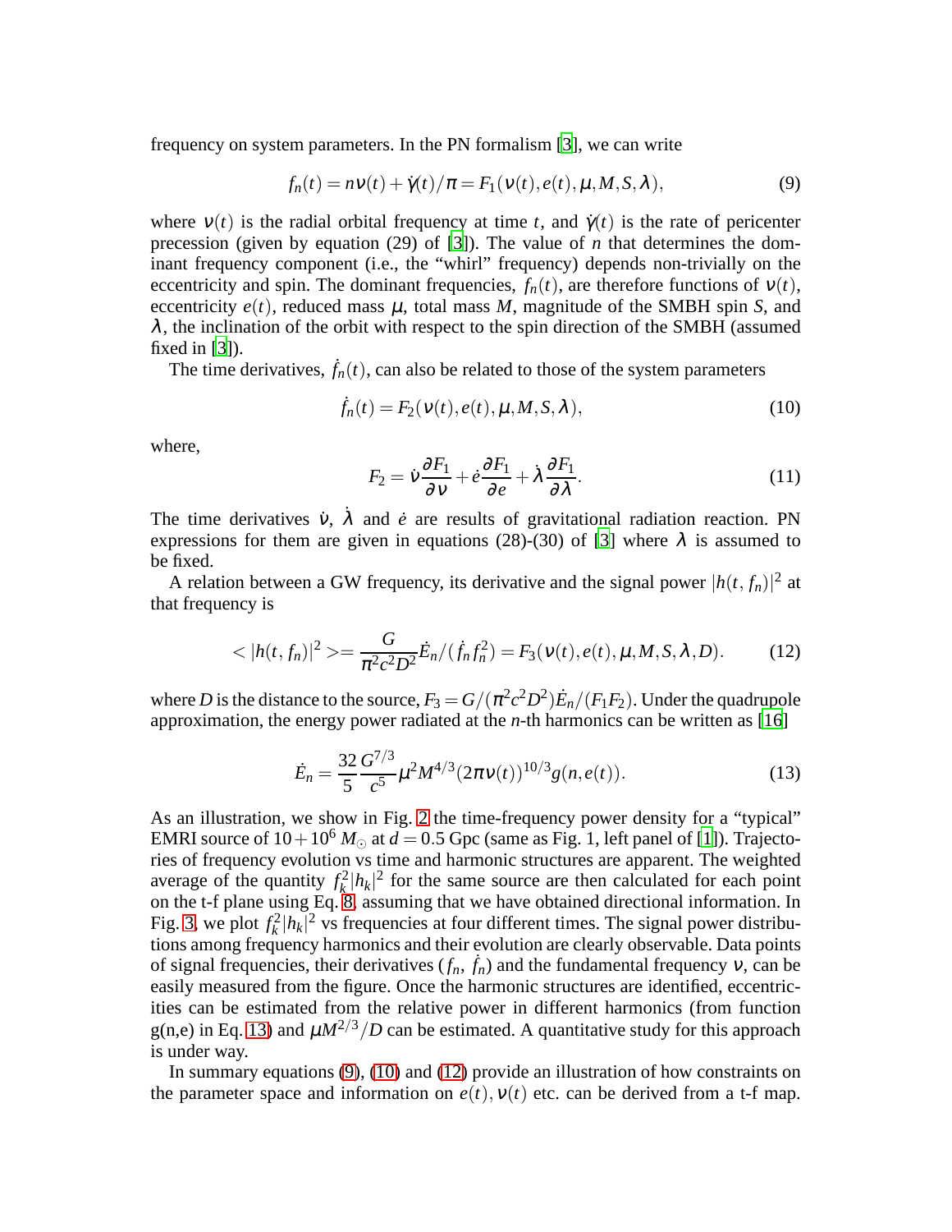frequency on system parameters. In the PN formalism [3], we can write

$$f_n(t) = n\nu(t) + \dot{\gamma}(t)/\pi = F_1(\nu(t), e(t), \mu, M, S, \lambda), \tag{9}$$

where $\nu(t)$ is the radial orbital frequency at time $t$, and $\dot{\gamma}(t)$ is the rate of pericenter precession (given by equation (29) of [3]). The value of $n$ that determines the dominant frequency component (i.e., the "whirl" frequency) depends non-trivially on the eccentricity and spin. The dominant frequencies, $f_n(t)$, are therefore functions of $\nu(t)$, eccentricity $e(t)$, reduced mass $\mu$, total mass $M$, magnitude of the SMBH spin $S$, and $\lambda$, the inclination of the orbit with respect to the spin direction of the SMBH (assumed fixed in [3]).

The time derivatives, $\dot{f}_n(t)$, can also be related to those of the system parameters

$$\dot{f}_n(t) = F_2(\nu(t), e(t), \mu, M, S, \lambda), \tag{10}$$

where,

$$F_2 = \dot{\nu}\frac{\partial F_1}{\partial \nu} + \dot{e}\frac{\partial F_1}{\partial e} + \dot{\lambda}\frac{\partial F_1}{\partial \lambda}. \tag{11}$$

The time derivatives $\dot{\nu}$, $\dot{\lambda}$ and $\dot{e}$ are results of gravitational radiation reaction. PN expressions for them are given in equations (28)-(30) of [3] where $\lambda$ is assumed to be fixed.

A relation between a GW frequency, its derivative and the signal power $|h(t, f_n)|^2$ at that frequency is

$$< |h(t, f_n)|^2 >= \frac{G}{\pi^2 c^2 D^2}\dot{E}_n/(\dot{f}_n f_n^2) = F_3(\nu(t), e(t), \mu, M, S, \lambda, D). \tag{12}$$

where $D$ is the distance to the source, $F_3 = G/(\pi^2 c^2 D^2)\dot{E}_n/(F_1 F_2)$. Under the quadrupole approximation, the energy power radiated at the $n$-th harmonics can be written as [16]

$$\dot{E}_n = \frac{32}{5}\frac{G^{7/3}}{c^5}\mu^2 M^{4/3}(2\pi\nu(t))^{10/3} g(n, e(t)). \tag{13}$$

As an illustration, we show in Fig. 2 the time-frequency power density for a "typical" EMRI source of $10 + 10^6\, M_\odot$ at $d = 0.5$ Gpc (same as Fig. 1, left panel of [1]). Trajectories of frequency evolution vs time and harmonic structures are apparent. The weighted average of the quantity $f_k^2|h_k|^2$ for the same source are then calculated for each point on the t-f plane using Eq. 8, assuming that we have obtained directional information. In Fig. 3, we plot $f_k^2|h_k|^2$ vs frequencies at four different times. The signal power distributions among frequency harmonics and their evolution are clearly observable. Data points of signal frequencies, their derivatives ($f_n$, $\dot{f}_n$) and the fundamental frequency $\nu$, can be easily measured from the figure. Once the harmonic structures are identified, eccentricities can be estimated from the relative power in different harmonics (from function g(n,e) in Eq. 13) and $\mu M^{2/3}/D$ can be estimated. A quantitative study for this approach is under way.

In summary equations (9), (10) and (12) provide an illustration of how constraints on the parameter space and information on $e(t), \nu(t)$ etc. can be derived from a t-f map.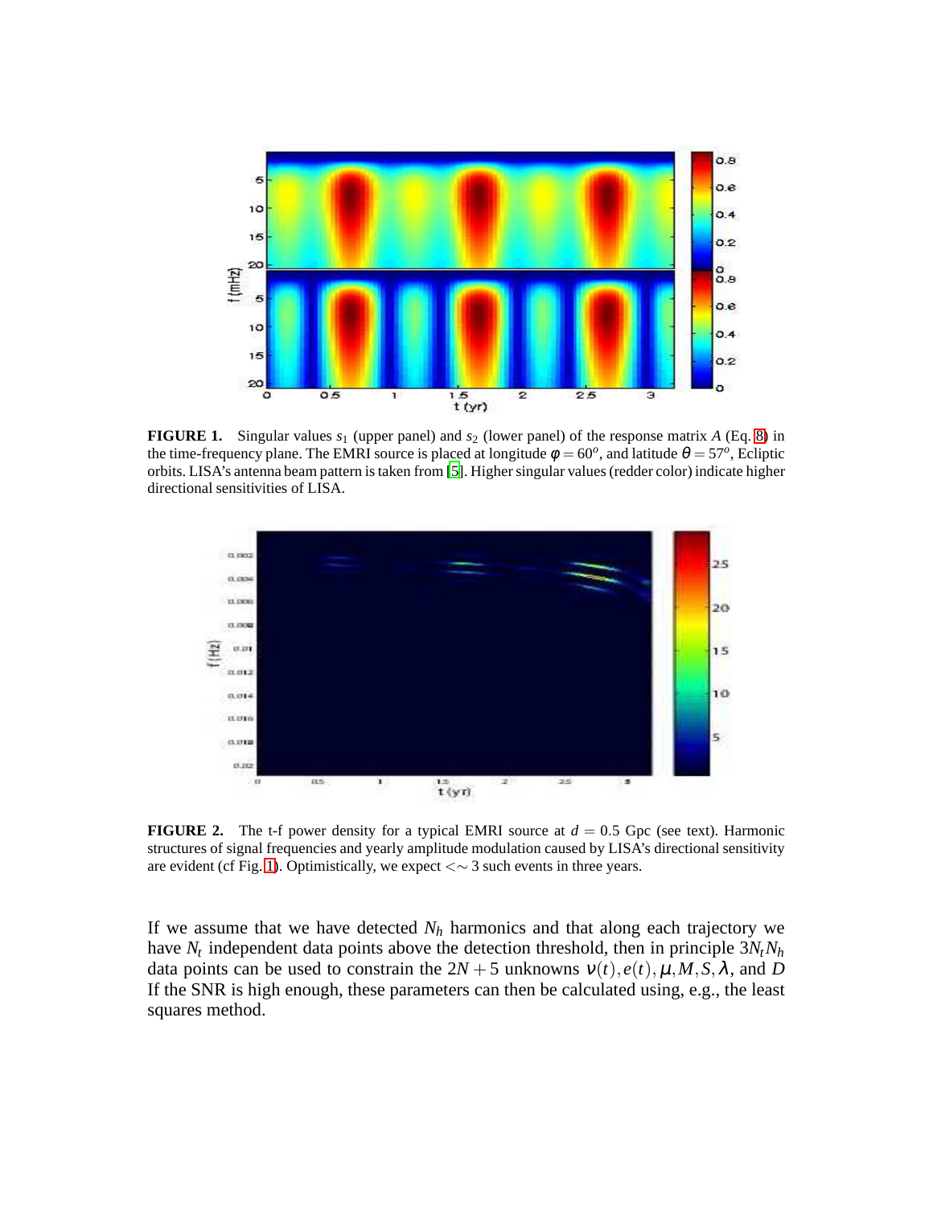**FIGURE 1.** Singular values $s_1$ (upper panel) and $s_2$ (lower panel) of the response matrix $A$ (Eq. 8) in the time-frequency plane. The EMRI source is placed at longitude $\phi = 60^o$, and latitude $\theta = 57^o$, Ecliptic orbits. LISA's antenna beam pattern is taken from [5]. Higher singular values (redder color) indicate higher directional sensitivities of LISA.

**FIGURE 2.** The t-f power density for a typical EMRI source at $d = 0.5$ Gpc (see text). Harmonic structures of signal frequencies and yearly amplitude modulation caused by LISA's directional sensitivity are evident (cf Fig. 1). Optimistically, we expect $<\sim 3$ such events in three years.

If we assume that we have detected $N_h$ harmonics and that along each trajectory we have $N_t$ independent data points above the detection threshold, then in principle $3N_tN_h$ data points can be used to constrain the $2N+5$ unknowns $\nu(t), e(t), \mu, M, S, \lambda$, and $D$ If the SNR is high enough, these parameters can then be calculated using, e.g., the least squares method.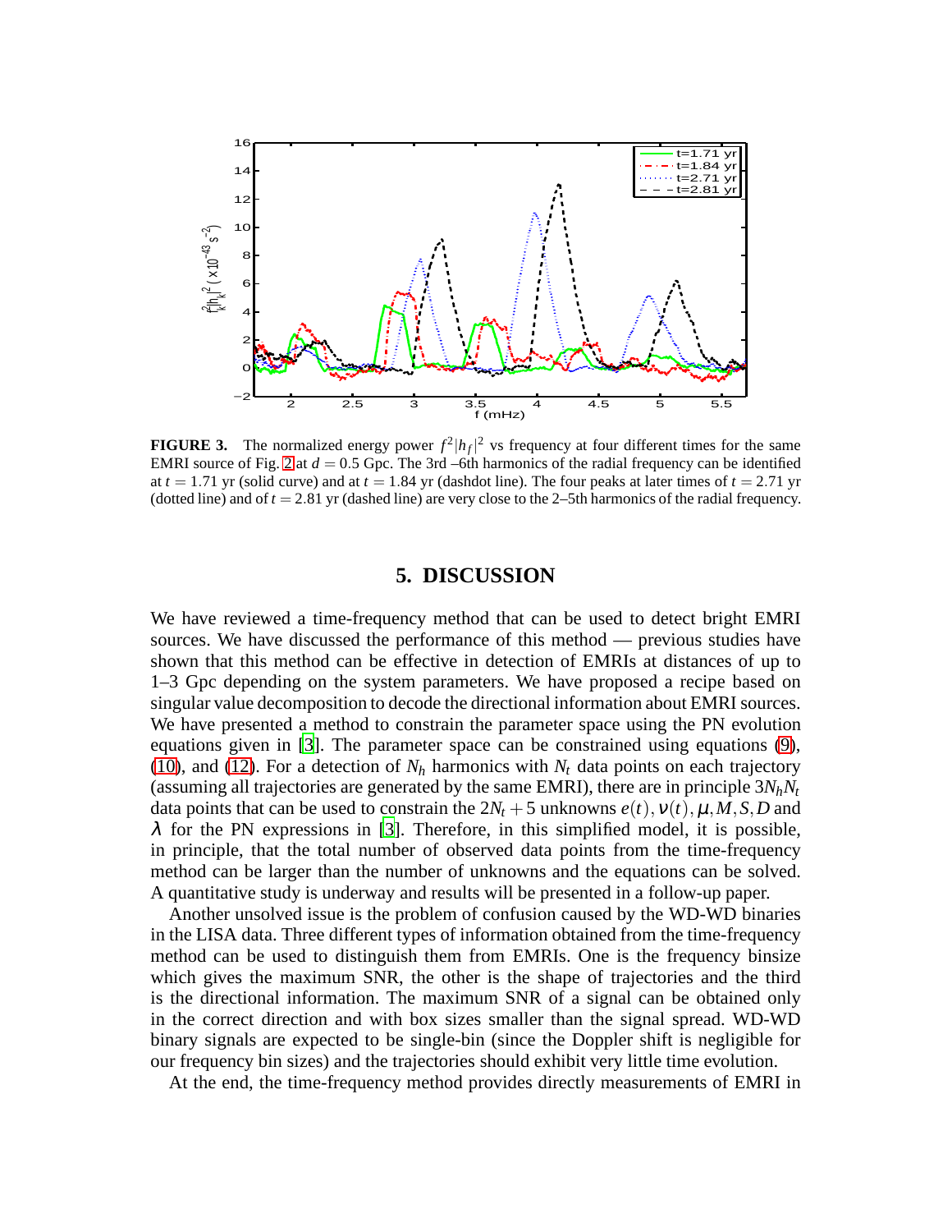**FIGURE 3.** The normalized energy power $f^2|h_f|^2$ vs frequency at four different times for the same EMRI source of Fig. 2 at $d = 0.5$ Gpc. The 3rd –6th harmonics of the radial frequency can be identified at $t = 1.71$ yr (solid curve) and at $t = 1.84$ yr (dashdot line). The four peaks at later times of $t = 2.71$ yr (dotted line) and of $t = 2.81$ yr (dashed line) are very close to the 2–5th harmonics of the radial frequency.

## 5. DISCUSSION

We have reviewed a time-frequency method that can be used to detect bright EMRI sources. We have discussed the performance of this method — previous studies have shown that this method can be effective in detection of EMRIs at distances of up to 1–3 Gpc depending on the system parameters. We have proposed a recipe based on singular value decomposition to decode the directional information about EMRI sources. We have presented a method to constrain the parameter space using the PN evolution equations given in [3]. The parameter space can be constrained using equations (9), (10), and (12). For a detection of $N_h$ harmonics with $N_t$ data points on each trajectory (assuming all trajectories are generated by the same EMRI), there are in principle $3N_hN_t$ data points that can be used to constrain the $2N_t + 5$ unknowns $e(t), \nu(t), \mu, M, S, D$ and $\lambda$ for the PN expressions in [3]. Therefore, in this simplified model, it is possible, in principle, that the total number of observed data points from the time-frequency method can be larger than the number of unknowns and the equations can be solved. A quantitative study is underway and results will be presented in a follow-up paper.

Another unsolved issue is the problem of confusion caused by the WD-WD binaries in the LISA data. Three different types of information obtained from the time-frequency method can be used to distinguish them from EMRIs. One is the frequency binsize which gives the maximum SNR, the other is the shape of trajectories and the third is the directional information. The maximum SNR of a signal can be obtained only in the correct direction and with box sizes smaller than the signal spread. WD-WD binary signals are expected to be single-bin (since the Doppler shift is negligible for our frequency bin sizes) and the trajectories should exhibit very little time evolution.

At the end, the time-frequency method provides directly measurements of EMRI in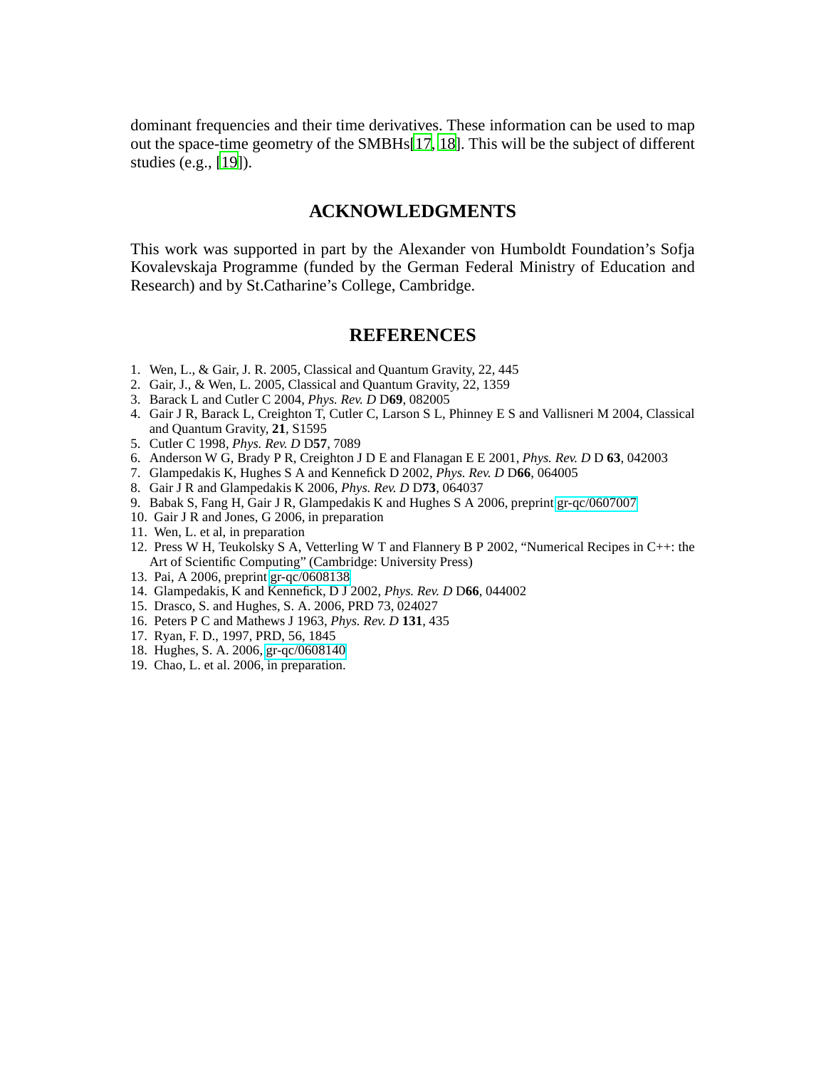dominant frequencies and their time derivatives. These information can be used to map out the space-time geometry of the SMBHs[17, 18]. This will be the subject of different studies (e.g., [19]).

## ACKNOWLEDGMENTS

This work was supported in part by the Alexander von Humboldt Foundation's Sofja Kovalevskaja Programme (funded by the German Federal Ministry of Education and Research) and by St.Catharine's College, Cambridge.

## REFERENCES

1. Wen, L., & Gair, J. R. 2005, Classical and Quantum Gravity, 22, 445
2. Gair, J., & Wen, L. 2005, Classical and Quantum Gravity, 22, 1359
3. Barack L and Cutler C 2004, *Phys. Rev. D* D**69**, 082005
4. Gair J R, Barack L, Creighton T, Cutler C, Larson S L, Phinney E S and Vallisneri M 2004, Classical and Quantum Gravity, **21**, S1595
5. Cutler C 1998, *Phys. Rev. D* D**57**, 7089
6. Anderson W G, Brady P R, Creighton J D E and Flanagan E E 2001, *Phys. Rev. D* D **63**, 042003
7. Glampedakis K, Hughes S A and Kennefick D 2002, *Phys. Rev. D* D**66**, 064005
8. Gair J R and Glampedakis K 2006, *Phys. Rev. D* D**73**, 064037
9. Babak S, Fang H, Gair J R, Glampedakis K and Hughes S A 2006, preprint gr-qc/0607007
10. Gair J R and Jones, G 2006, in preparation
11. Wen, L. et al, in preparation
12. Press W H, Teukolsky S A, Vetterling W T and Flannery B P 2002, "Numerical Recipes in C++: the Art of Scientific Computing" (Cambridge: University Press)
13. Pai, A 2006, preprint gr-qc/0608138
14. Glampedakis, K and Kennefick, D J 2002, *Phys. Rev. D* D**66**, 044002
15. Drasco, S. and Hughes, S. A. 2006, PRD 73, 024027
16. Peters P C and Mathews J 1963, *Phys. Rev. D* **131**, 435
17. Ryan, F. D., 1997, PRD, 56, 1845
18. Hughes, S. A. 2006, gr-qc/0608140
19. Chao, L. et al. 2006, in preparation.